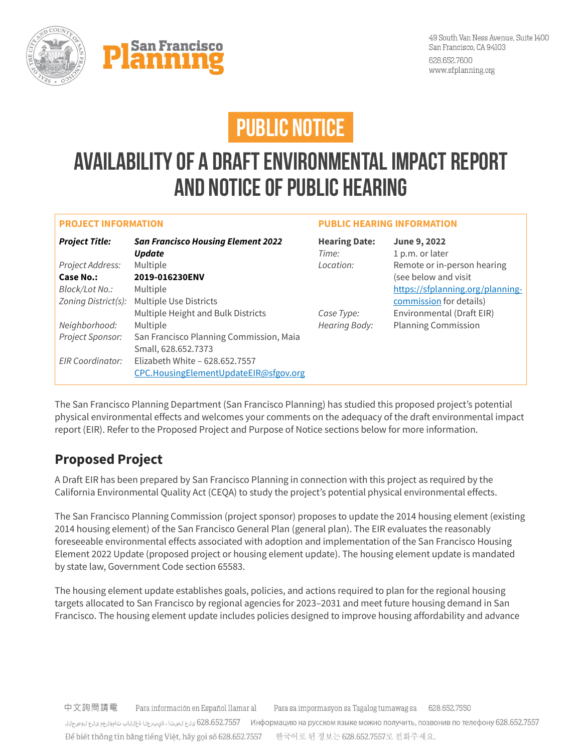San Francisco Planning

49 South Van Ness Avenue, Suite 1400
San Francisco, CA 94103
628.652.7600
www.sfplanning.org

# PUBLIC NOTICE

# AVAILABILITY OF A DRAFT ENVIRONMENTAL IMPACT REPORT AND NOTICE OF PUBLIC HEARING

**PROJECT INFORMATION**

| | |
|---|---|
| ***Project Title:*** | ***San Francisco Housing Element 2022 Update*** |
| *Project Address:* | Multiple |
| **Case No.:** | **2019-016230ENV** |
| *Block/Lot No.:* | Multiple |
| *Zoning District(s):* | Multiple Use Districts<br>Multiple Height and Bulk Districts |
| *Neighborhood:* | Multiple |
| *Project Sponsor:* | San Francisco Planning Commission, Maia Small, 628.652.7373 |
| *EIR Coordinator:* | Elizabeth White – 628.652.7557<br>CPC.HousingElementUpdateEIR@sfgov.org |

**PUBLIC HEARING INFORMATION**

| | |
|---|---|
| **Hearing Date:** | **June 9, 2022** |
| *Time:* | 1 p.m. or later |
| *Location:* | Remote or in-person hearing (see below and visit https://sfplanning.org/planning-commission for details) |
| *Case Type:* | Environmental (Draft EIR) |
| *Hearing Body:* | Planning Commission |

The San Francisco Planning Department (San Francisco Planning) has studied this proposed project's potential physical environmental effects and welcomes your comments on the adequacy of the draft environmental impact report (EIR). Refer to the Proposed Project and Purpose of Notice sections below for more information.

## Proposed Project

A Draft EIR has been prepared by San Francisco Planning in connection with this project as required by the California Environmental Quality Act (CEQA) to study the project's potential physical environmental effects.

The San Francisco Planning Commission (project sponsor) proposes to update the 2014 housing element (existing 2014 housing element) of the San Francisco General Plan (general plan). The EIR evaluates the reasonably foreseeable environmental effects associated with adoption and implementation of the San Francisco Housing Element 2022 Update (proposed project or housing element update). The housing element update is mandated by state law, Government Code section 65583.

The housing element update establishes goals, policies, and actions required to plan for the regional housing targets allocated to San Francisco by regional agencies for 2023–2031 and meet future housing demand in San Francisco. The housing element update includes policies designed to improve housing affordability and advance

中文詢問請電　Para información en Español llamar al　Para sa impormasyon sa Tagalog tumawag sa　628.652.7550

للحصول على معلومات باللغة العربية، اتصل على 628.652.7557　Информацию на русском языке можно получить, позвонив по телефону 628.652.7557

Để biết thông tin bằng tiếng Việt, hãy gọi số 628.652.7557　한국어로 된 정보는 628.652.7557로 전화주세요.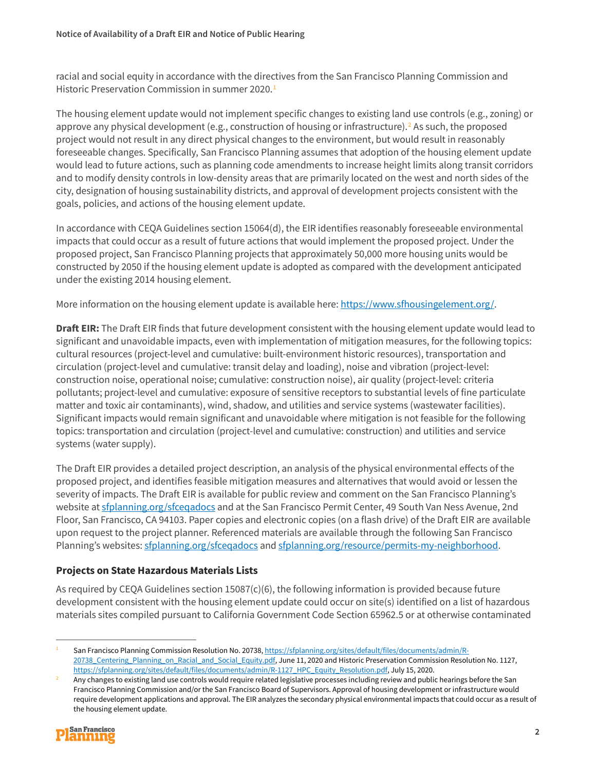racial and social equity in accordance with the directives from the San Francisco Planning Commission and Historic Preservation Commission in summer 2020.[1]

The housing element update would not implement specific changes to existing land use controls (e.g., zoning) or approve any physical development (e.g., construction of housing or infrastructure).[2] As such, the proposed project would not result in any direct physical changes to the environment, but would result in reasonably foreseeable changes. Specifically, San Francisco Planning assumes that adoption of the housing element update would lead to future actions, such as planning code amendments to increase height limits along transit corridors and to modify density controls in low-density areas that are primarily located on the west and north sides of the city, designation of housing sustainability districts, and approval of development projects consistent with the goals, policies, and actions of the housing element update.

In accordance with CEQA Guidelines section 15064(d), the EIR identifies reasonably foreseeable environmental impacts that could occur as a result of future actions that would implement the proposed project. Under the proposed project, San Francisco Planning projects that approximately 50,000 more housing units would be constructed by 2050 if the housing element update is adopted as compared with the development anticipated under the existing 2014 housing element.

More information on the housing element update is available here: https://www.sfhousingelement.org/.

**Draft EIR:** The Draft EIR finds that future development consistent with the housing element update would lead to significant and unavoidable impacts, even with implementation of mitigation measures, for the following topics: cultural resources (project-level and cumulative: built-environment historic resources), transportation and circulation (project-level and cumulative: transit delay and loading), noise and vibration (project-level: construction noise, operational noise; cumulative: construction noise), air quality (project-level: criteria pollutants; project-level and cumulative: exposure of sensitive receptors to substantial levels of fine particulate matter and toxic air contaminants), wind, shadow, and utilities and service systems (wastewater facilities). Significant impacts would remain significant and unavoidable where mitigation is not feasible for the following topics: transportation and circulation (project-level and cumulative: construction) and utilities and service systems (water supply).

The Draft EIR provides a detailed project description, an analysis of the physical environmental effects of the proposed project, and identifies feasible mitigation measures and alternatives that would avoid or lessen the severity of impacts. The Draft EIR is available for public review and comment on the San Francisco Planning's website at sfplanning.org/sfceqadocs and at the San Francisco Permit Center, 49 South Van Ness Avenue, 2nd Floor, San Francisco, CA 94103. Paper copies and electronic copies (on a flash drive) of the Draft EIR are available upon request to the project planner. Referenced materials are available through the following San Francisco Planning's websites: sfplanning.org/sfceqadocs and sfplanning.org/resource/permits-my-neighborhood.

### Projects on State Hazardous Materials Lists

As required by CEQA Guidelines section 15087(c)(6), the following information is provided because future development consistent with the housing element update could occur on site(s) identified on a list of hazardous materials sites compiled pursuant to California Government Code Section 65962.5 or at otherwise contaminated

---

[1] San Francisco Planning Commission Resolution No. 20738, https://sfplanning.org/sites/default/files/documents/admin/R-20738_Centering_Planning_on_Racial_and_Social_Equity.pdf, June 11, 2020 and Historic Preservation Commission Resolution No. 1127, https://sfplanning.org/sites/default/files/documents/admin/R-1127_HPC_Equity_Resolution.pdf, July 15, 2020.

[2] Any changes to existing land use controls would require related legislative processes including review and public hearings before the San Francisco Planning Commission and/or the San Francisco Board of Supervisors. Approval of housing development or infrastructure would require development applications and approval. The EIR analyzes the secondary physical environmental impacts that could occur as a result of the housing element update.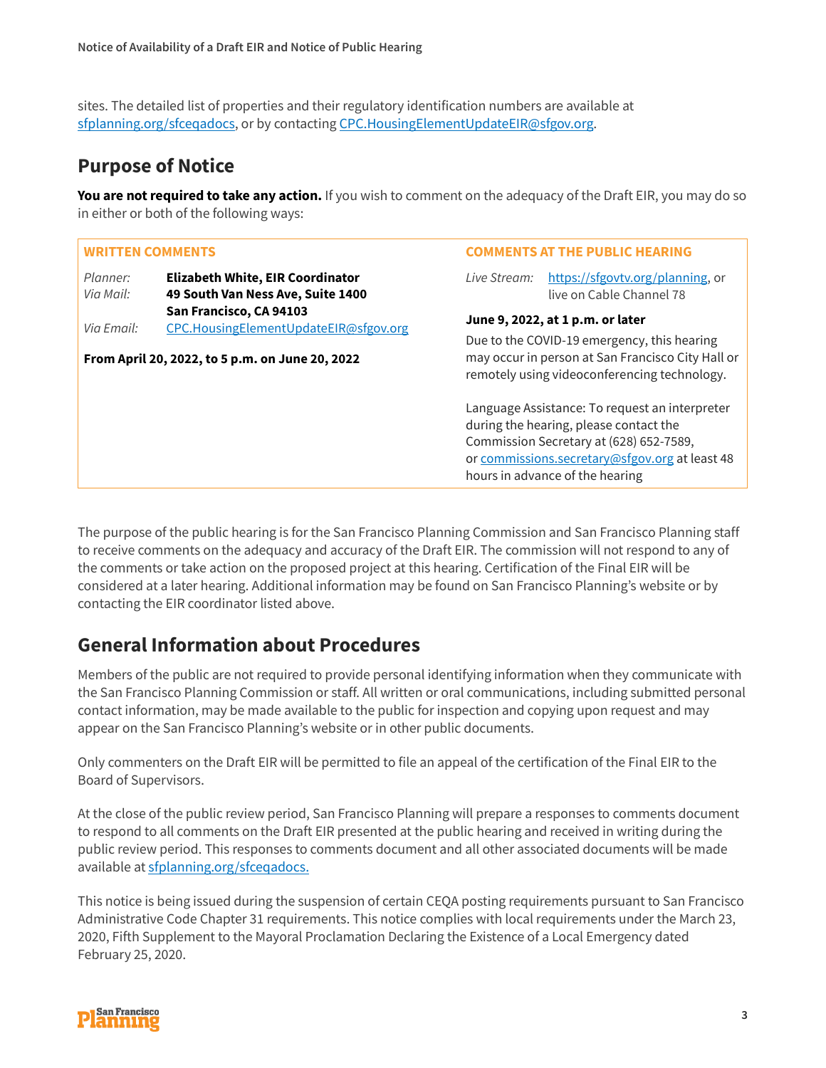sites. The detailed list of properties and their regulatory identification numbers are available at sfplanning.org/sfceqadocs, or by contacting CPC.HousingElementUpdateEIR@sfgov.org.

## Purpose of Notice

**You are not required to take any action.** If you wish to comment on the adequacy of the Draft EIR, you may do so in either or both of the following ways:

| WRITTEN COMMENTS | COMMENTS AT THE PUBLIC HEARING |
|---|---|
| *Planner:* **Elizabeth White, EIR Coordinator**<br>*Via Mail:* **49 South Van Ness Ave, Suite 1400 San Francisco, CA 94103**<br>*Via Email:* CPC.HousingElementUpdateEIR@sfgov.org<br><br>**From April 20, 2022, to 5 p.m. on June 20, 2022** | *Live Stream:* https://sfgovtv.org/planning, or live on Cable Channel 78<br><br>**June 9, 2022, at 1 p.m. or later**<br>Due to the COVID-19 emergency, this hearing may occur in person at San Francisco City Hall or remotely using videoconferencing technology.<br><br>Language Assistance: To request an interpreter during the hearing, please contact the Commission Secretary at (628) 652-7589, or commissions.secretary@sfgov.org at least 48 hours in advance of the hearing |

The purpose of the public hearing is for the San Francisco Planning Commission and San Francisco Planning staff to receive comments on the adequacy and accuracy of the Draft EIR. The commission will not respond to any of the comments or take action on the proposed project at this hearing. Certification of the Final EIR will be considered at a later hearing. Additional information may be found on San Francisco Planning's website or by contacting the EIR coordinator listed above.

## General Information about Procedures

Members of the public are not required to provide personal identifying information when they communicate with the San Francisco Planning Commission or staff. All written or oral communications, including submitted personal contact information, may be made available to the public for inspection and copying upon request and may appear on the San Francisco Planning's website or in other public documents.

Only commenters on the Draft EIR will be permitted to file an appeal of the certification of the Final EIR to the Board of Supervisors.

At the close of the public review period, San Francisco Planning will prepare a responses to comments document to respond to all comments on the Draft EIR presented at the public hearing and received in writing during the public review period. This responses to comments document and all other associated documents will be made available at sfplanning.org/sfceqadocs.

This notice is being issued during the suspension of certain CEQA posting requirements pursuant to San Francisco Administrative Code Chapter 31 requirements. This notice complies with local requirements under the March 23, 2020, Fifth Supplement to the Mayoral Proclamation Declaring the Existence of a Local Emergency dated February 25, 2020.